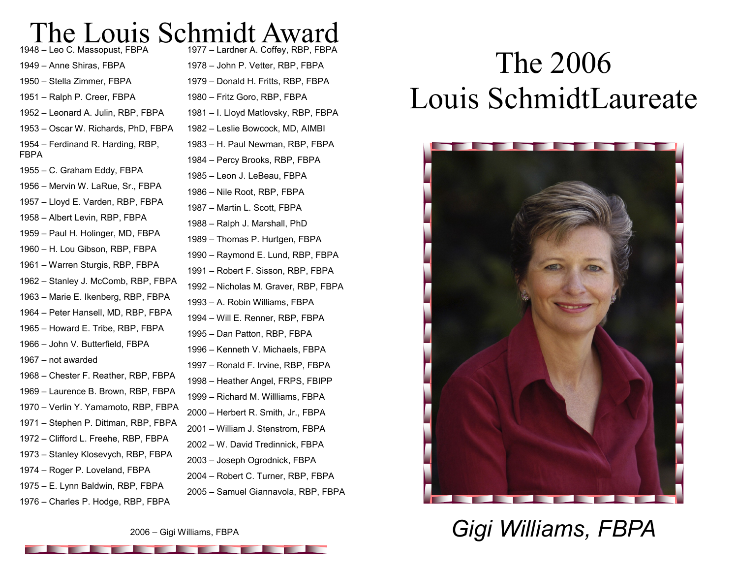# The Louis Schmidt Award

1948 – Leo C. Massopust, FBPA

1949 – Anne Shiras, FBPA

1950 – Stella Zimmer, FBPA

1951 – Ralph P. Creer, FBPA

1952 – Leonard A. Julin, RBP, FBPA

1953 – Oscar W. Richards, PhD, FBPA

1954 – Ferdinand R. Harding, RBP, FBPA

1955 – C. Graham Eddy, FBPA

1956 – Mervin W. LaRue, Sr., FBPA

1957 – Lloyd E. Varden, RBP, FBPA

1958 – Albert Levin, RBP, FBPA

1959 – Paul H. Holinger, MD, FBPA

1960 – H. Lou Gibson, RBP, FBPA

1961 – Warren Sturgis, RBP, FBPA

1962 – Stanley J. McComb, RBP, FBPA

1963 – Marie E. Ikenberg, RBP, FBPA

1964 – Peter Hansell, MD, RBP, FBPA

1965 – Howard E. Tribe, RBP, FBPA

1966 – John V. Butterfield, FBPA

1967 – not awarded

1968 – Chester F. Reather, RBP, FBPA

1969 – Laurence B. Brown, RBP, FBPA

1970 – Verlin Y. Yamamoto, RBP, FBPA

1971 – Stephen P. Dittman, RBP, FBPA

1972 – Clifford L. Freehe, RBP, FBPA

1973 – Stanley Klosevych, RBP, FBPA

1974 – Roger P. Loveland, FBPA

1975 – E. Lynn Baldwin, RBP, FBPA

1976 – Charles P. Hodge, RBP, FBPA

1977 – Lardner A. Coffey, RBP, FBPA

1978 – John P. Vetter, RBP, FBPA

1979 – Donald H. Fritts, RBP, FBPA

1980 – Fritz Goro, RBP, FBPA

1981 – I. Lloyd Matlovsky, RBP, FBPA

1982 – Leslie Bowcock, MD, AIMBI

1983 – H. Paul Newman, RBP, FBPA

1984 – Percy Brooks, RBP, FBPA

1985 – Leon J. LeBeau, FBPA

1986 – Nile Root, RBP, FBPA

1987 – Martin L. Scott, FBPA

1988 – Ralph J. Marshall, PhD

1989 – Thomas P. Hurtgen, FBPA

1990 – Raymond E. Lund, RBP, FBPA

1991 – Robert F. Sisson, RBP, FBPA

1992 – Nicholas M. Graver, RBP, FBPA

1993 – A. Robin Williams, FBPA

1994 – Will E. Renner, RBP, FBPA

1995 – Dan Patton, RBP, FBPA

1996 – Kenneth V. Michaels, FBPA

1997 – Ronald F. Irvine, RBP, FBPA

1998 – Heather Angel, FRPS, FBIPP

1999 – Richard M. Willliams, FBPA

2000 – Herbert R. Smith, Jr., FBPA

2001 – William J. Stenstrom, FBPA

2002 – W. David Tredinnick, FBPA

2003 – Joseph Ogrodnick, FBPA

2004 – Robert C. Turner, RBP, FBPA

2005 – Samuel Giannavola, RBP, FBPA

2006 – Gigi Williams, FBPA

# The 2006 Louis SchmidtLaureate

*Gigi Williams, FBPA*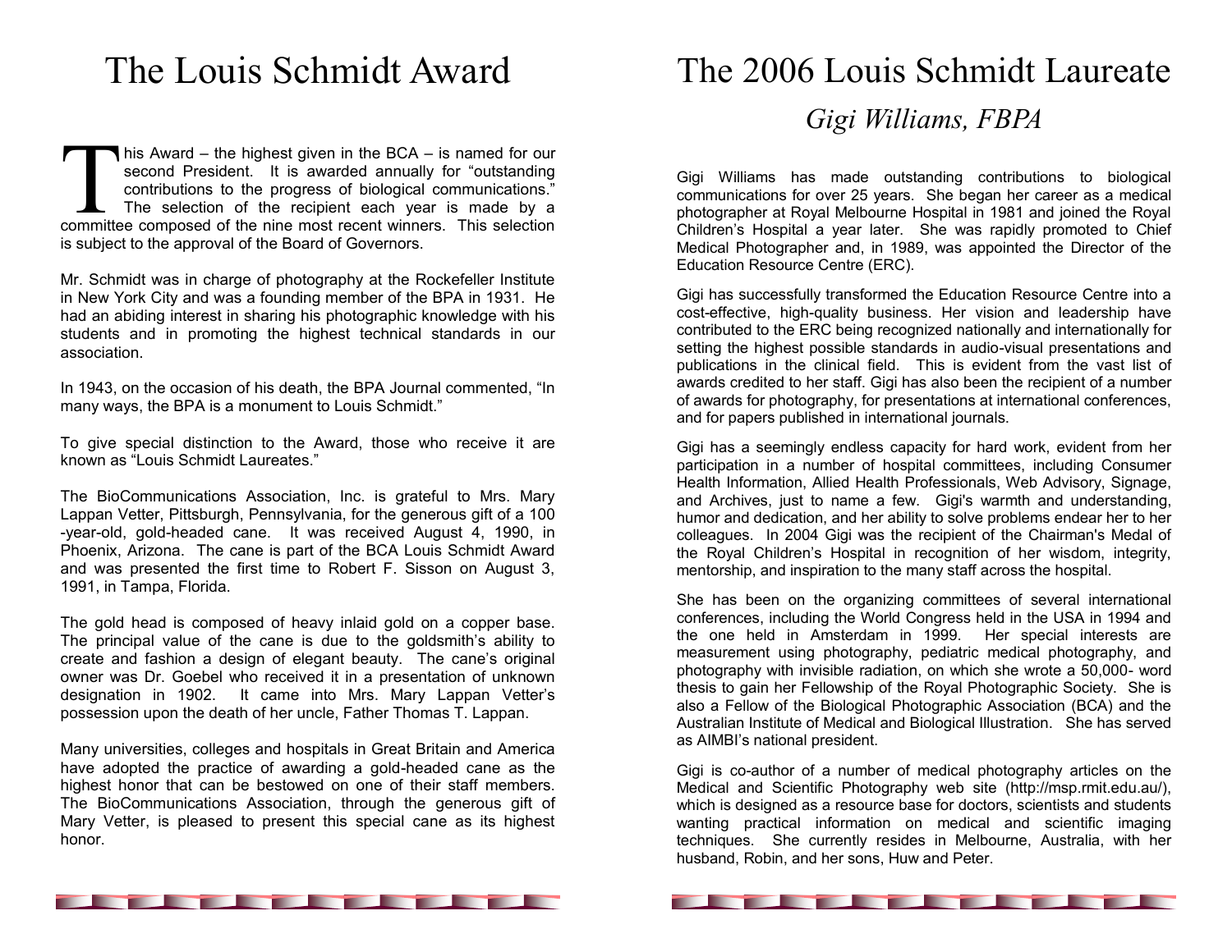# The Louis Schmidt Award

This Award – the highest given in the BCA – is named for our second President. It is awarded annually for "outstanding contributions to the progress of biological communications." The selection of the recipient each year is made by a committee composed of the nine most recent winners. This selection is subject to the approval of the Board of Governors.

Mr. Schmidt was in charge of photography at the Rockefeller Institute in New York City and was a founding member of the BPA in 1931. He had an abiding interest in sharing his photographic knowledge with his students and in promoting the highest technical standards in our association.

In 1943, on the occasion of his death, the BPA Journal commented, "In many ways, the BPA is a monument to Louis Schmidt."

To give special distinction to the Award, those who receive it are known as "Louis Schmidt Laureates."

The BioCommunications Association, Inc. is grateful to Mrs. Mary Lappan Vetter, Pittsburgh, Pennsylvania, for the generous gift of a 100 -year-old, gold-headed cane. It was received August 4, 1990, in Phoenix, Arizona. The cane is part of the BCA Louis Schmidt Award and was presented the first time to Robert F. Sisson on August 3, 1991, in Tampa, Florida.

The gold head is composed of heavy inlaid gold on a copper base. The principal value of the cane is due to the goldsmith's ability to create and fashion a design of elegant beauty. The cane's original owner was Dr. Goebel who received it in a presentation of unknown designation in 1902. It came into Mrs. Mary Lappan Vetter's possession upon the death of her uncle, Father Thomas T. Lappan.

Many universities, colleges and hospitals in Great Britain and America have adopted the practice of awarding a gold-headed cane as the highest honor that can be bestowed on one of their staff members. The BioCommunications Association, through the generous gift of Mary Vetter, is pleased to present this special cane as its highest honor.

# The 2006 Louis Schmidt Laureate

## *Gigi Williams, FBPA*

Gigi Williams has made outstanding contributions to biological communications for over 25 years. She began her career as a medical photographer at Royal Melbourne Hospital in 1981 and joined the Royal Children's Hospital a year later. She was rapidly promoted to Chief Medical Photographer and, in 1989, was appointed the Director of the Education Resource Centre (ERC).

Gigi has successfully transformed the Education Resource Centre into a cost-effective, high-quality business. Her vision and leadership have contributed to the ERC being recognized nationally and internationally for setting the highest possible standards in audio-visual presentations and publications in the clinical field. This is evident from the vast list of awards credited to her staff. Gigi has also been the recipient of a number of awards for photography, for presentations at international conferences, and for papers published in international journals.

Gigi has a seemingly endless capacity for hard work, evident from her participation in a number of hospital committees, including Consumer Health Information, Allied Health Professionals, Web Advisory, Signage, and Archives, just to name a few. Gigi's warmth and understanding, humor and dedication, and her ability to solve problems endear her to her colleagues. In 2004 Gigi was the recipient of the Chairman's Medal of the Royal Children's Hospital in recognition of her wisdom, integrity, mentorship, and inspiration to the many staff across the hospital.

She has been on the organizing committees of several international conferences, including the World Congress held in the USA in 1994 and the one held in Amsterdam in 1999. Her special interests are measurement using photography, pediatric medical photography, and photography with invisible radiation, on which she wrote a 50,000- word thesis to gain her Fellowship of the Royal Photographic Society. She is also a Fellow of the Biological Photographic Association (BCA) and the Australian Institute of Medical and Biological Illustration. She has served as AIMBI's national president.

Gigi is co-author of a number of medical photography articles on the Medical and Scientific Photography web site (http://msp.rmit.edu.au/), which is designed as a resource base for doctors, scientists and students wanting practical information on medical and scientific imaging techniques. She currently resides in Melbourne, Australia, with her husband, Robin, and her sons, Huw and Peter.